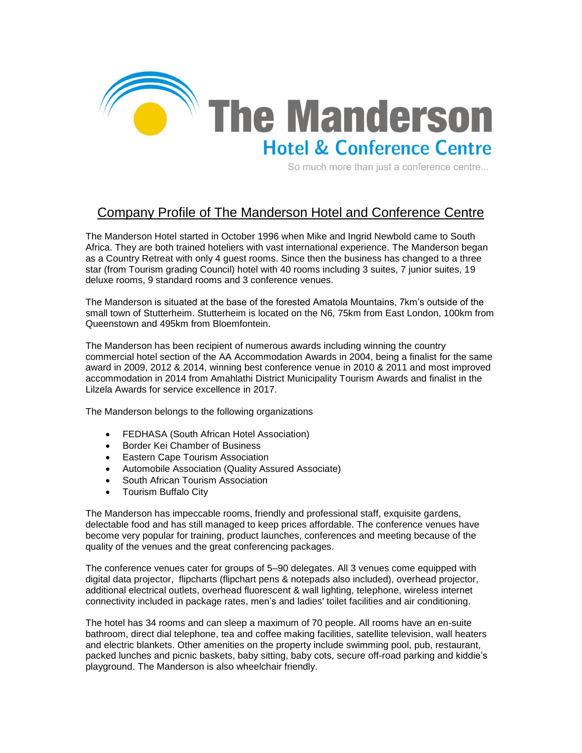# The Manderson

## Hotel & Conference Centre

So much more than just a conference centre...

## Company Profile of The Manderson Hotel and Conference Centre

The Manderson Hotel started in October 1996 when Mike and Ingrid Newbold came to South Africa. They are both trained hoteliers with vast international experience. The Manderson began as a Country Retreat with only 4 guest rooms. Since then the business has changed to a three star (from Tourism grading Council) hotel with 40 rooms including 3 suites, 7 junior suites, 19 deluxe rooms, 9 standard rooms and 3 conference venues.

The Manderson is situated at the base of the forested Amatola Mountains, 7km's outside of the small town of Stutterheim. Stutterheim is located on the N6, 75km from East London, 100km from Queenstown and 495km from Bloemfontein.

The Manderson has been recipient of numerous awards including winning the country commercial hotel section of the AA Accommodation Awards in 2004, being a finalist for the same award in 2009, 2012 & 2014, winning best conference venue in 2010 & 2011 and most improved accommodation in 2014 from Amahlathi District Municipality Tourism Awards and finalist in the Lilzela Awards for service excellence in 2017.

The Manderson belongs to the following organizations

- FEDHASA (South African Hotel Association)
- Border Kei Chamber of Business
- Eastern Cape Tourism Association
- Automobile Association (Quality Assured Associate)
- South African Tourism Association
- Tourism Buffalo City

The Manderson has impeccable rooms, friendly and professional staff, exquisite gardens, delectable food and has still managed to keep prices affordable. The conference venues have become very popular for training, product launches, conferences and meeting because of the quality of the venues and the great conferencing packages.

The conference venues cater for groups of 5–90 delegates. All 3 venues come equipped with digital data projector, flipcharts (flipchart pens & notepads also included), overhead projector, additional electrical outlets, overhead fluorescent & wall lighting, telephone, wireless internet connectivity included in package rates, men's and ladies' toilet facilities and air conditioning.

The hotel has 34 rooms and can sleep a maximum of 70 people. All rooms have an en-suite bathroom, direct dial telephone, tea and coffee making facilities, satellite television, wall heaters and electric blankets. Other amenities on the property include swimming pool, pub, restaurant, packed lunches and picnic baskets, baby sitting, baby cots, secure off-road parking and kiddie's playground. The Manderson is also wheelchair friendly.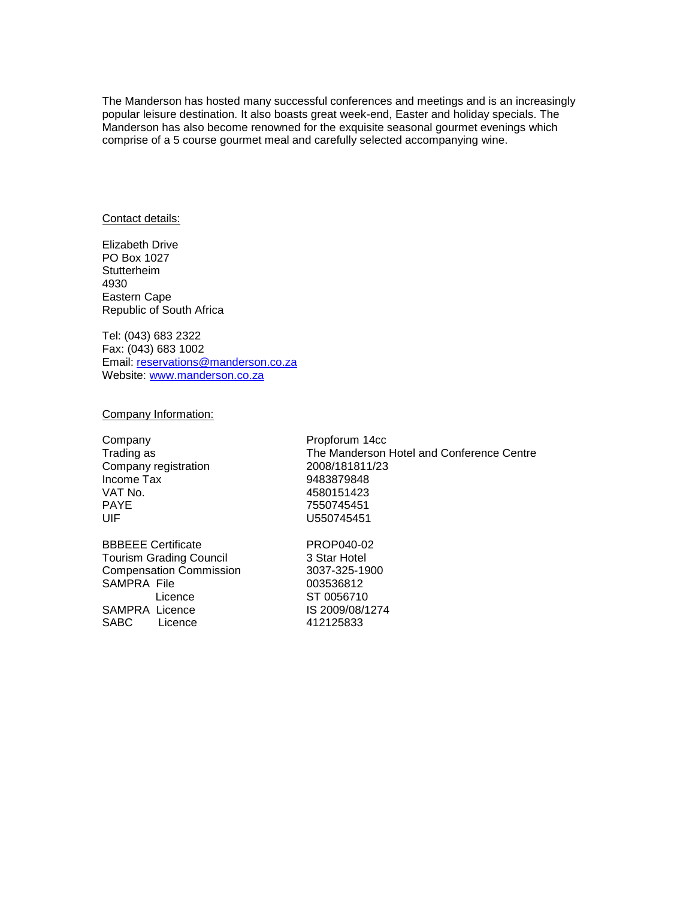The Manderson has hosted many successful conferences and meetings and is an increasingly popular leisure destination. It also boasts great week-end, Easter and holiday specials. The Manderson has also become renowned for the exquisite seasonal gourmet evenings which comprise of a 5 course gourmet meal and carefully selected accompanying wine.

Contact details:

Elizabeth Drive
PO Box 1027
Stutterheim
4930
Eastern Cape
Republic of South Africa

Tel: (043) 683 2322
Fax: (043) 683 1002
Email: reservations@manderson.co.za
Website: www.manderson.co.za

Company Information:

| | |
|---|---|
| Company | Propforum 14cc |
| Trading as | The Manderson Hotel and Conference Centre |
| Company registration | 2008/181811/23 |
| Income Tax | 9483879848 |
| VAT No. | 4580151423 |
| PAYE | 7550745451 |
| UIF | U550745451 |
| | |
| BBBEEE Certificate | PROP040-02 |
| Tourism Grading Council | 3 Star Hotel |
| Compensation Commission | 3037-325-1900 |
| SAMPRA File | 003536812 |
| Licence | ST 0056710 |
| SAMPRA Licence | IS 2009/08/1274 |
| SABC Licence | 412125833 |